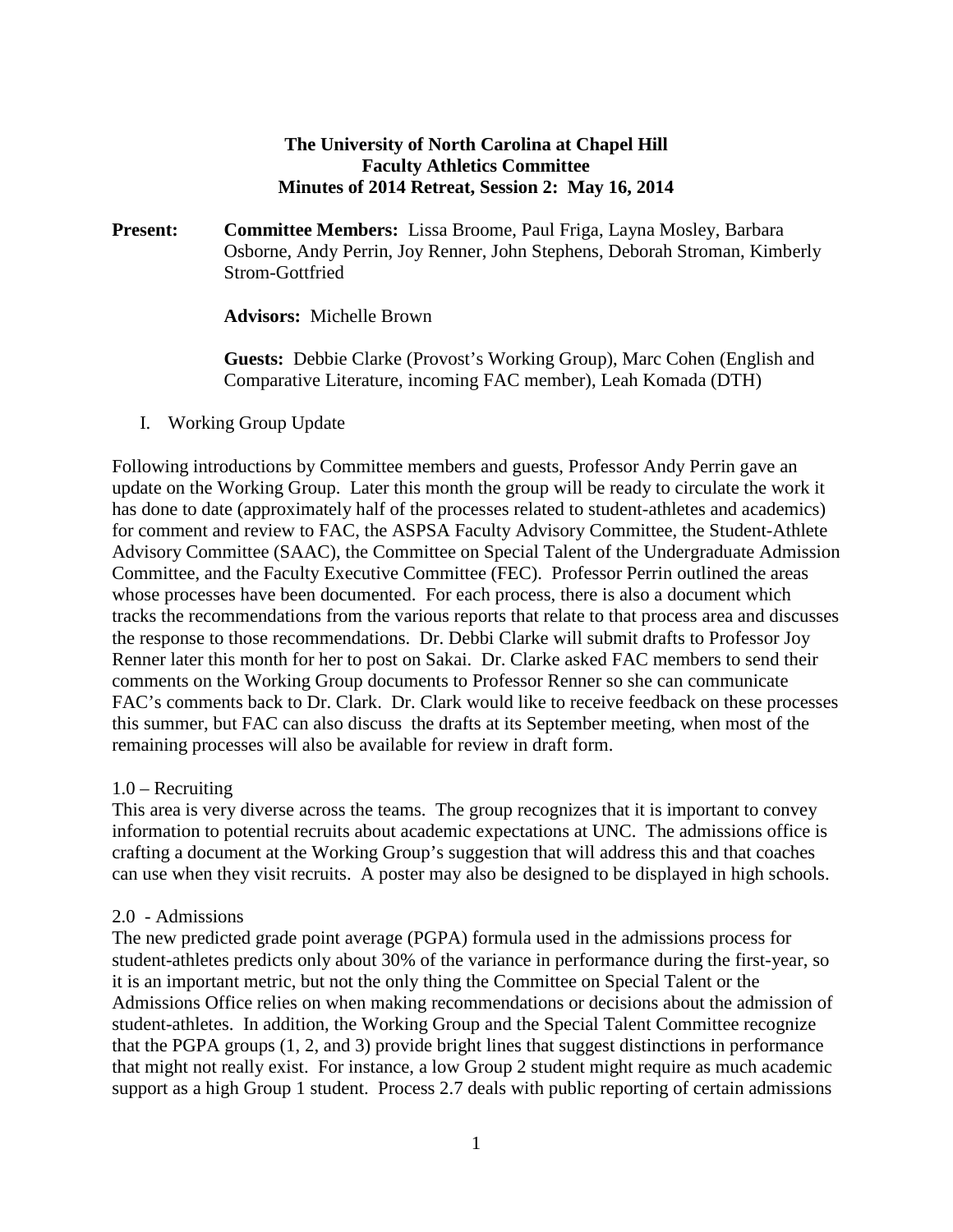**The University of North Carolina at Chapel Hill**
**Faculty Athletics Committee**
**Minutes of 2014 Retreat, Session 2: May 16, 2014**

**Present:** **Committee Members:** Lissa Broome, Paul Friga, Layna Mosley, Barbara Osborne, Andy Perrin, Joy Renner, John Stephens, Deborah Stroman, Kimberly Strom-Gottfried

**Advisors:** Michelle Brown

**Guests:** Debbie Clarke (Provost's Working Group), Marc Cohen (English and Comparative Literature, incoming FAC member), Leah Komada (DTH)

I. Working Group Update

Following introductions by Committee members and guests, Professor Andy Perrin gave an update on the Working Group. Later this month the group will be ready to circulate the work it has done to date (approximately half of the processes related to student-athletes and academics) for comment and review to FAC, the ASPSA Faculty Advisory Committee, the Student-Athlete Advisory Committee (SAAC), the Committee on Special Talent of the Undergraduate Admission Committee, and the Faculty Executive Committee (FEC). Professor Perrin outlined the areas whose processes have been documented. For each process, there is also a document which tracks the recommendations from the various reports that relate to that process area and discusses the response to those recommendations. Dr. Debbi Clarke will submit drafts to Professor Joy Renner later this month for her to post on Sakai. Dr. Clarke asked FAC members to send their comments on the Working Group documents to Professor Renner so she can communicate FAC's comments back to Dr. Clark. Dr. Clark would like to receive feedback on these processes this summer, but FAC can also discuss the drafts at its September meeting, when most of the remaining processes will also be available for review in draft form.

1.0 – Recruiting
This area is very diverse across the teams. The group recognizes that it is important to convey information to potential recruits about academic expectations at UNC. The admissions office is crafting a document at the Working Group's suggestion that will address this and that coaches can use when they visit recruits. A poster may also be designed to be displayed in high schools.

2.0 - Admissions
The new predicted grade point average (PGPA) formula used in the admissions process for student-athletes predicts only about 30% of the variance in performance during the first-year, so it is an important metric, but not the only thing the Committee on Special Talent or the Admissions Office relies on when making recommendations or decisions about the admission of student-athletes. In addition, the Working Group and the Special Talent Committee recognize that the PGPA groups (1, 2, and 3) provide bright lines that suggest distinctions in performance that might not really exist. For instance, a low Group 2 student might require as much academic support as a high Group 1 student. Process 2.7 deals with public reporting of certain admissions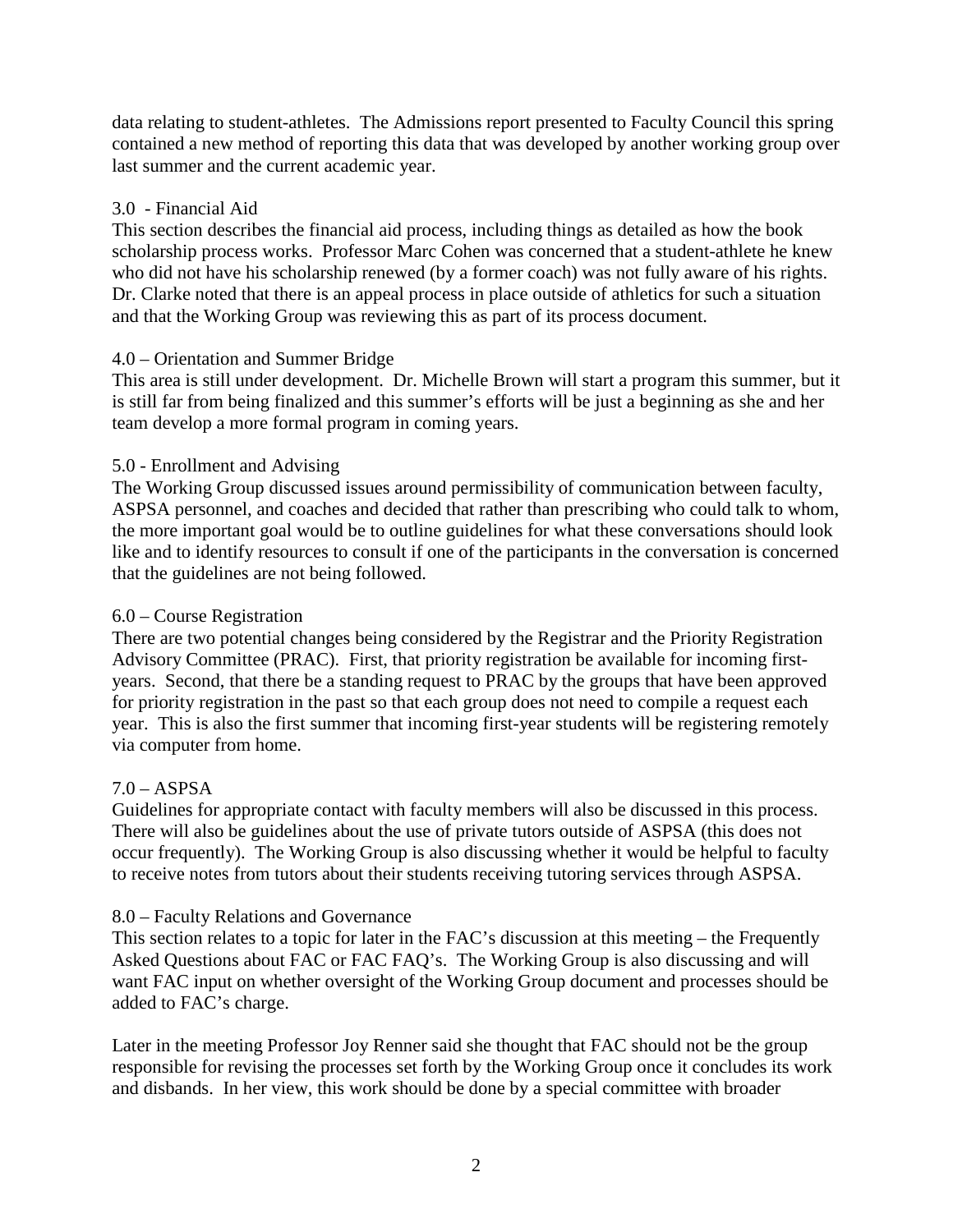data relating to student-athletes. The Admissions report presented to Faculty Council this spring contained a new method of reporting this data that was developed by another working group over last summer and the current academic year.

3.0 - Financial Aid

This section describes the financial aid process, including things as detailed as how the book scholarship process works. Professor Marc Cohen was concerned that a student-athlete he knew who did not have his scholarship renewed (by a former coach) was not fully aware of his rights. Dr. Clarke noted that there is an appeal process in place outside of athletics for such a situation and that the Working Group was reviewing this as part of its process document.

4.0 – Orientation and Summer Bridge

This area is still under development. Dr. Michelle Brown will start a program this summer, but it is still far from being finalized and this summer's efforts will be just a beginning as she and her team develop a more formal program in coming years.

5.0 - Enrollment and Advising

The Working Group discussed issues around permissibility of communication between faculty, ASPSA personnel, and coaches and decided that rather than prescribing who could talk to whom, the more important goal would be to outline guidelines for what these conversations should look like and to identify resources to consult if one of the participants in the conversation is concerned that the guidelines are not being followed.

6.0 – Course Registration

There are two potential changes being considered by the Registrar and the Priority Registration Advisory Committee (PRAC). First, that priority registration be available for incoming first-years. Second, that there be a standing request to PRAC by the groups that have been approved for priority registration in the past so that each group does not need to compile a request each year. This is also the first summer that incoming first-year students will be registering remotely via computer from home.

7.0 – ASPSA

Guidelines for appropriate contact with faculty members will also be discussed in this process. There will also be guidelines about the use of private tutors outside of ASPSA (this does not occur frequently). The Working Group is also discussing whether it would be helpful to faculty to receive notes from tutors about their students receiving tutoring services through ASPSA.

8.0 – Faculty Relations and Governance

This section relates to a topic for later in the FAC's discussion at this meeting – the Frequently Asked Questions about FAC or FAC FAQ's. The Working Group is also discussing and will want FAC input on whether oversight of the Working Group document and processes should be added to FAC's charge.

Later in the meeting Professor Joy Renner said she thought that FAC should not be the group responsible for revising the processes set forth by the Working Group once it concludes its work and disbands. In her view, this work should be done by a special committee with broader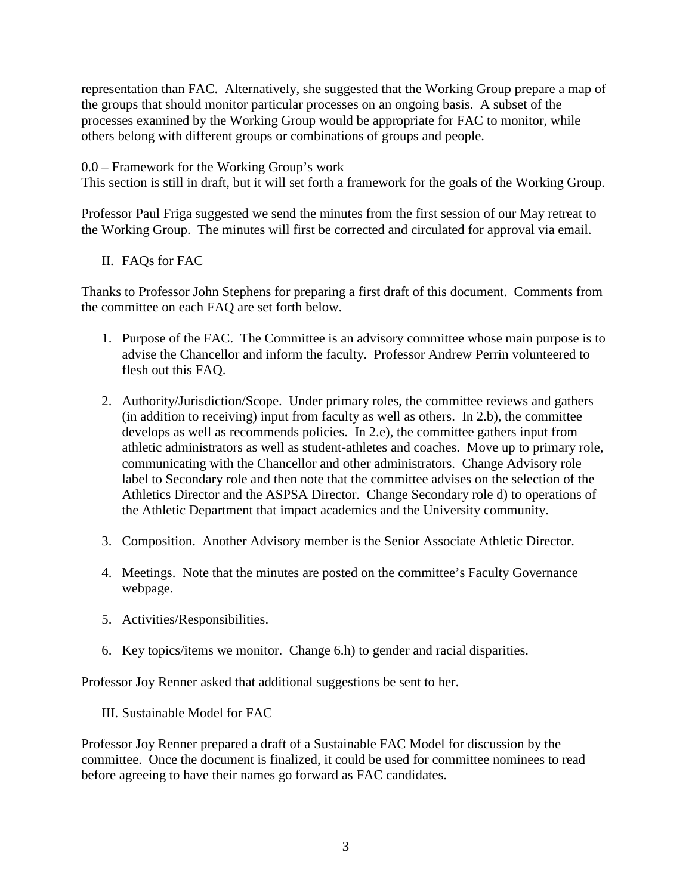representation than FAC. Alternatively, she suggested that the Working Group prepare a map of the groups that should monitor particular processes on an ongoing basis. A subset of the processes examined by the Working Group would be appropriate for FAC to monitor, while others belong with different groups or combinations of groups and people.

0.0 – Framework for the Working Group's work
This section is still in draft, but it will set forth a framework for the goals of the Working Group.

Professor Paul Friga suggested we send the minutes from the first session of our May retreat to the Working Group. The minutes will first be corrected and circulated for approval via email.

## II. FAQs for FAC

Thanks to Professor John Stephens for preparing a first draft of this document. Comments from the committee on each FAQ are set forth below.

1. Purpose of the FAC. The Committee is an advisory committee whose main purpose is to advise the Chancellor and inform the faculty. Professor Andrew Perrin volunteered to flesh out this FAQ.

2. Authority/Jurisdiction/Scope. Under primary roles, the committee reviews and gathers (in addition to receiving) input from faculty as well as others. In 2.b), the committee develops as well as recommends policies. In 2.e), the committee gathers input from athletic administrators as well as student-athletes and coaches. Move up to primary role, communicating with the Chancellor and other administrators. Change Advisory role label to Secondary role and then note that the committee advises on the selection of the Athletics Director and the ASPSA Director. Change Secondary role d) to operations of the Athletic Department that impact academics and the University community.

3. Composition. Another Advisory member is the Senior Associate Athletic Director.

4. Meetings. Note that the minutes are posted on the committee's Faculty Governance webpage.

5. Activities/Responsibilities.

6. Key topics/items we monitor. Change 6.h) to gender and racial disparities.

Professor Joy Renner asked that additional suggestions be sent to her.

## III. Sustainable Model for FAC

Professor Joy Renner prepared a draft of a Sustainable FAC Model for discussion by the committee. Once the document is finalized, it could be used for committee nominees to read before agreeing to have their names go forward as FAC candidates.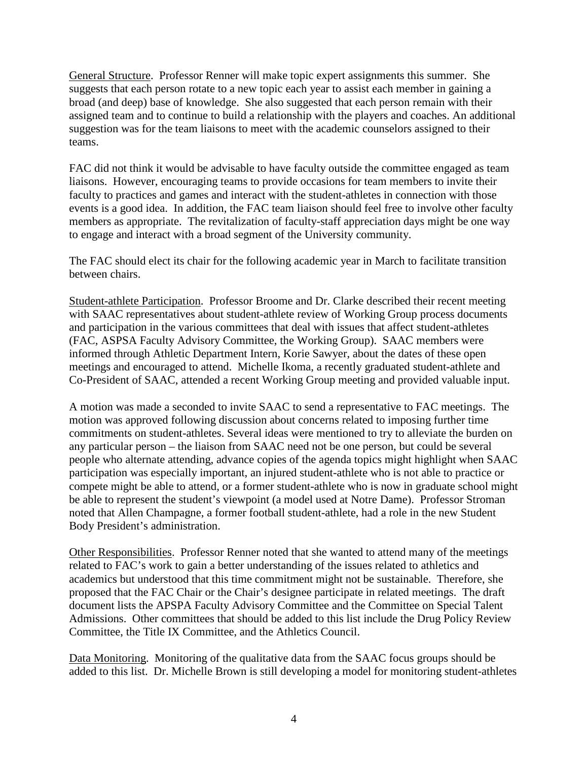General Structure. Professor Renner will make topic expert assignments this summer. She suggests that each person rotate to a new topic each year to assist each member in gaining a broad (and deep) base of knowledge. She also suggested that each person remain with their assigned team and to continue to build a relationship with the players and coaches. An additional suggestion was for the team liaisons to meet with the academic counselors assigned to their teams.

FAC did not think it would be advisable to have faculty outside the committee engaged as team liaisons. However, encouraging teams to provide occasions for team members to invite their faculty to practices and games and interact with the student-athletes in connection with those events is a good idea. In addition, the FAC team liaison should feel free to involve other faculty members as appropriate. The revitalization of faculty-staff appreciation days might be one way to engage and interact with a broad segment of the University community.

The FAC should elect its chair for the following academic year in March to facilitate transition between chairs.

Student-athlete Participation. Professor Broome and Dr. Clarke described their recent meeting with SAAC representatives about student-athlete review of Working Group process documents and participation in the various committees that deal with issues that affect student-athletes (FAC, ASPSA Faculty Advisory Committee, the Working Group). SAAC members were informed through Athletic Department Intern, Korie Sawyer, about the dates of these open meetings and encouraged to attend. Michelle Ikoma, a recently graduated student-athlete and Co-President of SAAC, attended a recent Working Group meeting and provided valuable input.

A motion was made a seconded to invite SAAC to send a representative to FAC meetings. The motion was approved following discussion about concerns related to imposing further time commitments on student-athletes. Several ideas were mentioned to try to alleviate the burden on any particular person – the liaison from SAAC need not be one person, but could be several people who alternate attending, advance copies of the agenda topics might highlight when SAAC participation was especially important, an injured student-athlete who is not able to practice or compete might be able to attend, or a former student-athlete who is now in graduate school might be able to represent the student's viewpoint (a model used at Notre Dame). Professor Stroman noted that Allen Champagne, a former football student-athlete, had a role in the new Student Body President's administration.

Other Responsibilities. Professor Renner noted that she wanted to attend many of the meetings related to FAC's work to gain a better understanding of the issues related to athletics and academics but understood that this time commitment might not be sustainable. Therefore, she proposed that the FAC Chair or the Chair's designee participate in related meetings. The draft document lists the APSPA Faculty Advisory Committee and the Committee on Special Talent Admissions. Other committees that should be added to this list include the Drug Policy Review Committee, the Title IX Committee, and the Athletics Council.

Data Monitoring. Monitoring of the qualitative data from the SAAC focus groups should be added to this list. Dr. Michelle Brown is still developing a model for monitoring student-athletes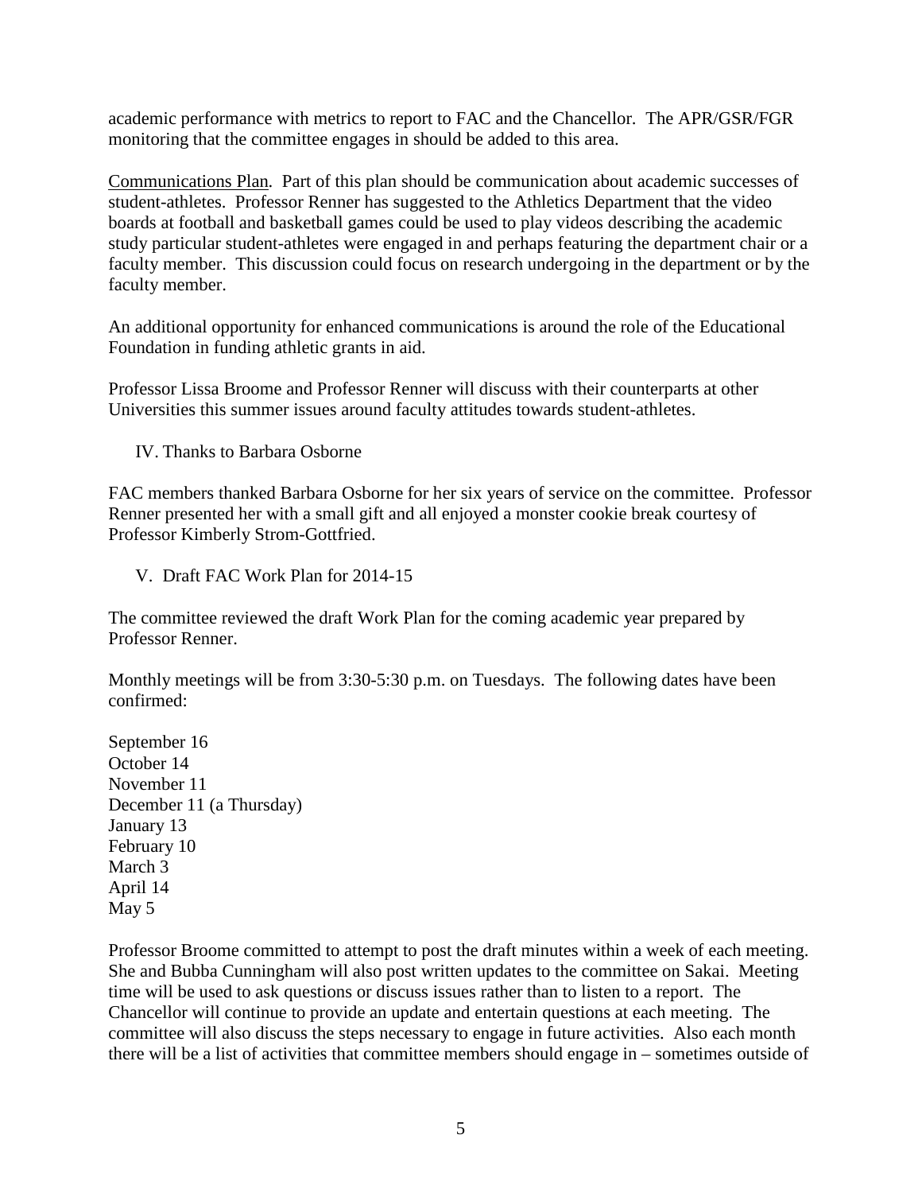academic performance with metrics to report to FAC and the Chancellor. The APR/GSR/FGR monitoring that the committee engages in should be added to this area.

Communications Plan. Part of this plan should be communication about academic successes of student-athletes. Professor Renner has suggested to the Athletics Department that the video boards at football and basketball games could be used to play videos describing the academic study particular student-athletes were engaged in and perhaps featuring the department chair or a faculty member. This discussion could focus on research undergoing in the department or by the faculty member.

An additional opportunity for enhanced communications is around the role of the Educational Foundation in funding athletic grants in aid.

Professor Lissa Broome and Professor Renner will discuss with their counterparts at other Universities this summer issues around faculty attitudes towards student-athletes.

IV. Thanks to Barbara Osborne

FAC members thanked Barbara Osborne for her six years of service on the committee. Professor Renner presented her with a small gift and all enjoyed a monster cookie break courtesy of Professor Kimberly Strom-Gottfried.

V. Draft FAC Work Plan for 2014-15

The committee reviewed the draft Work Plan for the coming academic year prepared by Professor Renner.

Monthly meetings will be from 3:30-5:30 p.m. on Tuesdays. The following dates have been confirmed:

September 16
October 14
November 11
December 11 (a Thursday)
January 13
February 10
March 3
April 14
May 5

Professor Broome committed to attempt to post the draft minutes within a week of each meeting. She and Bubba Cunningham will also post written updates to the committee on Sakai. Meeting time will be used to ask questions or discuss issues rather than to listen to a report. The Chancellor will continue to provide an update and entertain questions at each meeting. The committee will also discuss the steps necessary to engage in future activities. Also each month there will be a list of activities that committee members should engage in – sometimes outside of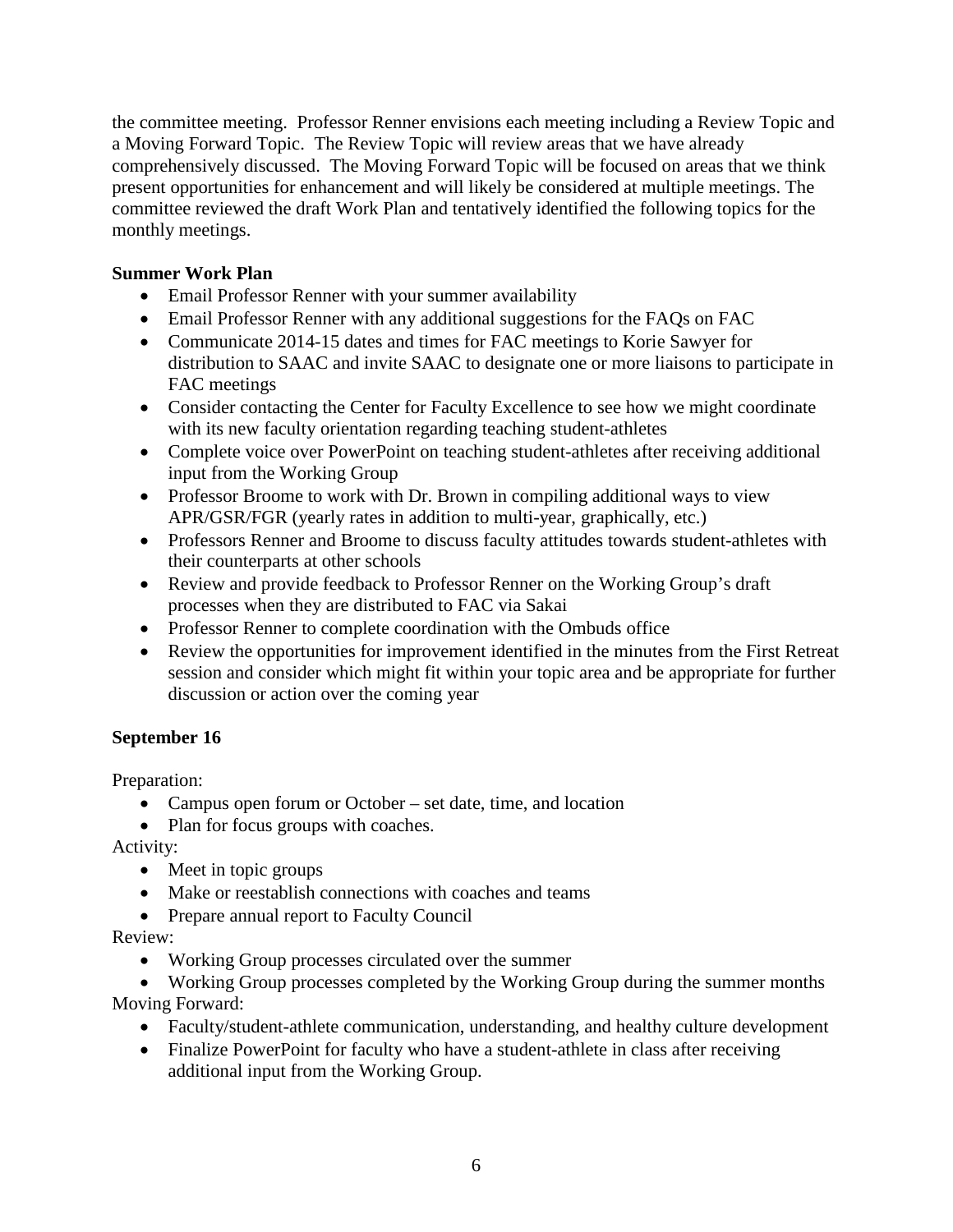the committee meeting. Professor Renner envisions each meeting including a Review Topic and a Moving Forward Topic. The Review Topic will review areas that we have already comprehensively discussed. The Moving Forward Topic will be focused on areas that we think present opportunities for enhancement and will likely be considered at multiple meetings. The committee reviewed the draft Work Plan and tentatively identified the following topics for the monthly meetings.

**Summer Work Plan**

- Email Professor Renner with your summer availability
- Email Professor Renner with any additional suggestions for the FAQs on FAC
- Communicate 2014-15 dates and times for FAC meetings to Korie Sawyer for distribution to SAAC and invite SAAC to designate one or more liaisons to participate in FAC meetings
- Consider contacting the Center for Faculty Excellence to see how we might coordinate with its new faculty orientation regarding teaching student-athletes
- Complete voice over PowerPoint on teaching student-athletes after receiving additional input from the Working Group
- Professor Broome to work with Dr. Brown in compiling additional ways to view APR/GSR/FGR (yearly rates in addition to multi-year, graphically, etc.)
- Professors Renner and Broome to discuss faculty attitudes towards student-athletes with their counterparts at other schools
- Review and provide feedback to Professor Renner on the Working Group's draft processes when they are distributed to FAC via Sakai
- Professor Renner to complete coordination with the Ombuds office
- Review the opportunities for improvement identified in the minutes from the First Retreat session and consider which might fit within your topic area and be appropriate for further discussion or action over the coming year

**September 16**

Preparation:

- Campus open forum or October – set date, time, and location
- Plan for focus groups with coaches.

Activity:

- Meet in topic groups
- Make or reestablish connections with coaches and teams
- Prepare annual report to Faculty Council

Review:

- Working Group processes circulated over the summer
- Working Group processes completed by the Working Group during the summer months

Moving Forward:

- Faculty/student-athlete communication, understanding, and healthy culture development
- Finalize PowerPoint for faculty who have a student-athlete in class after receiving additional input from the Working Group.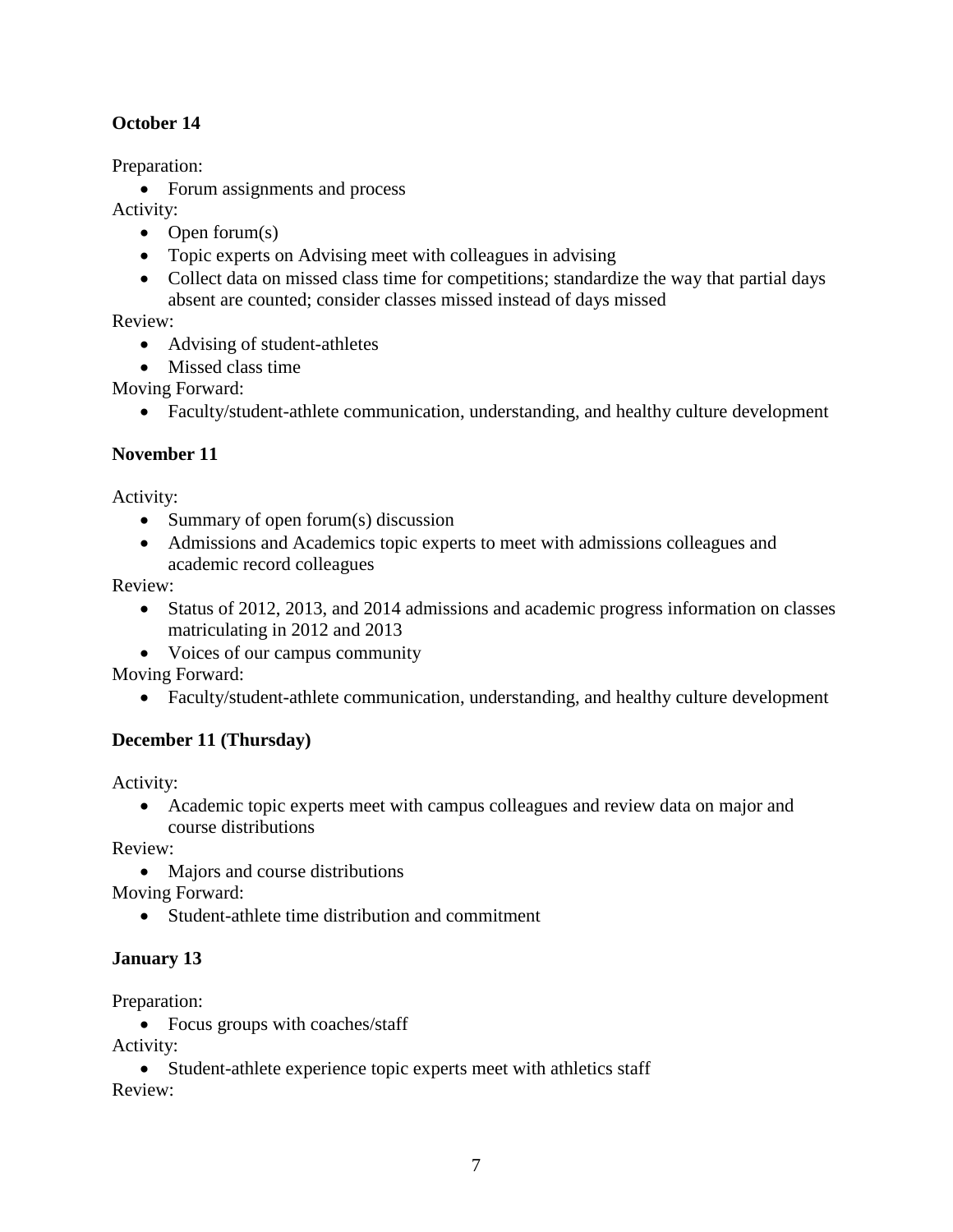**October 14**

Preparation:

- Forum assignments and process

Activity:

- Open forum(s)
- Topic experts on Advising meet with colleagues in advising
- Collect data on missed class time for competitions; standardize the way that partial days absent are counted; consider classes missed instead of days missed

Review:

- Advising of student-athletes
- Missed class time

Moving Forward:

- Faculty/student-athlete communication, understanding, and healthy culture development

**November 11**

Activity:

- Summary of open forum(s) discussion
- Admissions and Academics topic experts to meet with admissions colleagues and academic record colleagues

Review:

- Status of 2012, 2013, and 2014 admissions and academic progress information on classes matriculating in 2012 and 2013
- Voices of our campus community

Moving Forward:

- Faculty/student-athlete communication, understanding, and healthy culture development

**December 11 (Thursday)**

Activity:

- Academic topic experts meet with campus colleagues and review data on major and course distributions

Review:

- Majors and course distributions

Moving Forward:

- Student-athlete time distribution and commitment

**January 13**

Preparation:

- Focus groups with coaches/staff

Activity:

- Student-athlete experience topic experts meet with athletics staff

Review: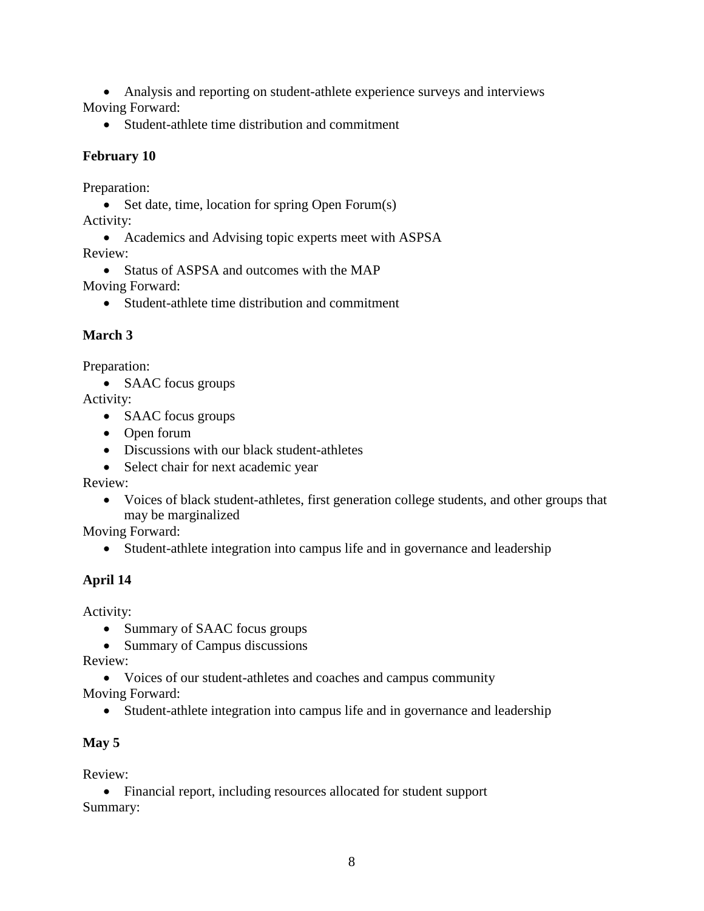- Analysis and reporting on student-athlete experience surveys and interviews

Moving Forward:

- Student-athlete time distribution and commitment

**February 10**

Preparation:

- Set date, time, location for spring Open Forum(s)

Activity:

- Academics and Advising topic experts meet with ASPSA

Review:

- Status of ASPSA and outcomes with the MAP

Moving Forward:

- Student-athlete time distribution and commitment

**March 3**

Preparation:

- SAAC focus groups

Activity:

- SAAC focus groups
- Open forum
- Discussions with our black student-athletes
- Select chair for next academic year

Review:

- Voices of black student-athletes, first generation college students, and other groups that may be marginalized

Moving Forward:

- Student-athlete integration into campus life and in governance and leadership

**April 14**

Activity:

- Summary of SAAC focus groups
- Summary of Campus discussions

Review:

- Voices of our student-athletes and coaches and campus community

Moving Forward:

- Student-athlete integration into campus life and in governance and leadership

**May 5**

Review:

- Financial report, including resources allocated for student support

Summary: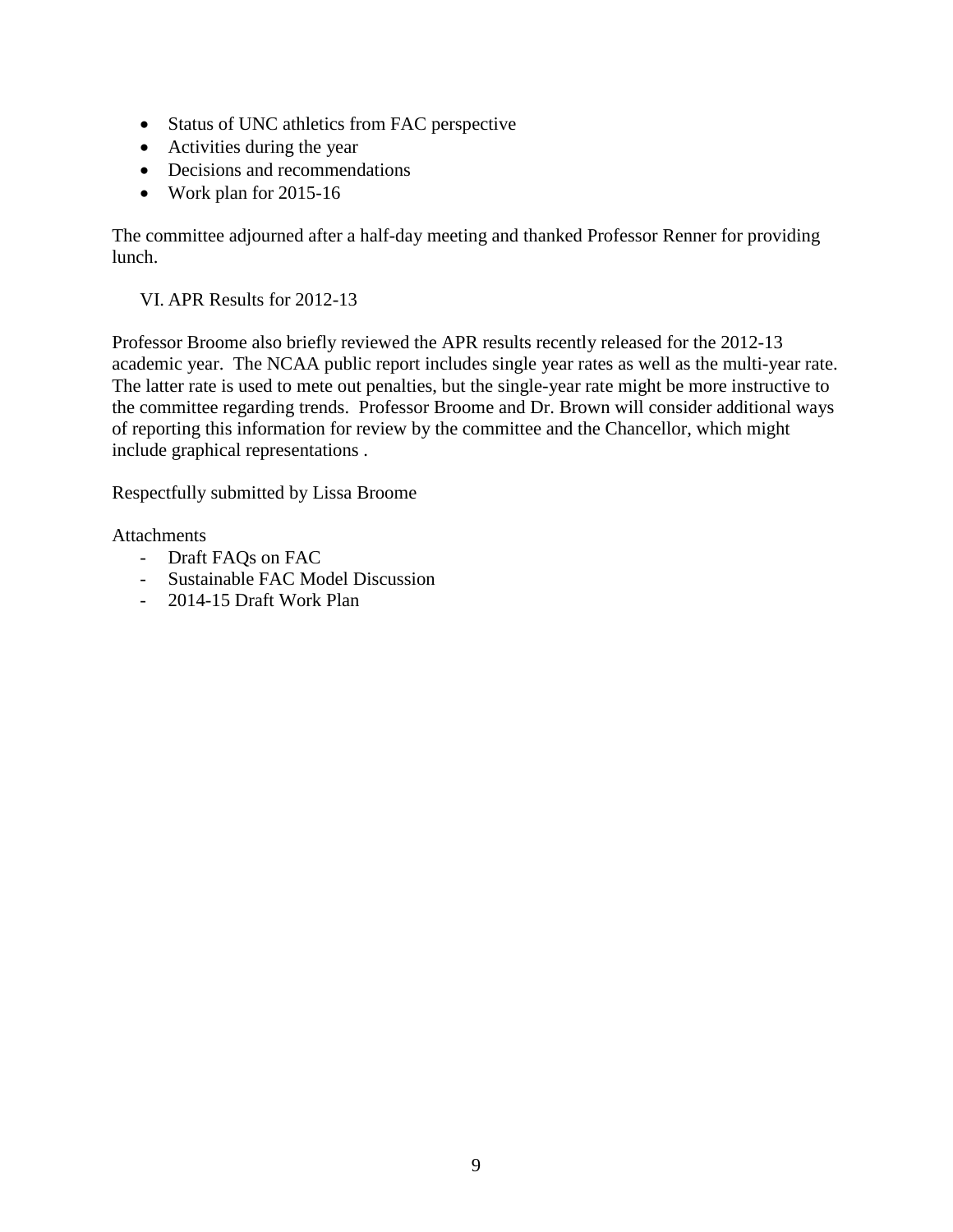- Status of UNC athletics from FAC perspective
- Activities during the year
- Decisions and recommendations
- Work plan for 2015-16

The committee adjourned after a half-day meeting and thanked Professor Renner for providing lunch.

## VI. APR Results for 2012-13

Professor Broome also briefly reviewed the APR results recently released for the 2012-13 academic year. The NCAA public report includes single year rates as well as the multi-year rate. The latter rate is used to mete out penalties, but the single-year rate might be more instructive to the committee regarding trends. Professor Broome and Dr. Brown will consider additional ways of reporting this information for review by the committee and the Chancellor, which might include graphical representations .

Respectfully submitted by Lissa Broome

Attachments

- Draft FAQs on FAC
- Sustainable FAC Model Discussion
- 2014-15 Draft Work Plan